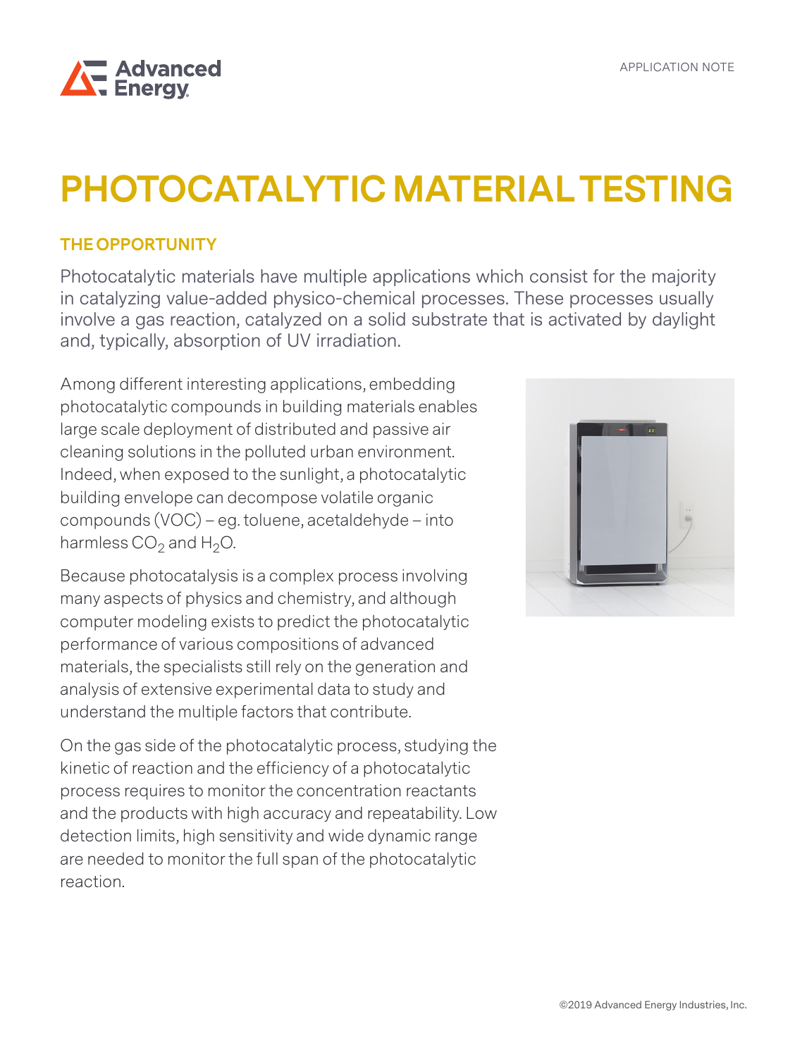Advanced Energy

APPLICATION NOTE

# PHOTOCATALYTIC MATERIAL TESTING

## THE OPPORTUNITY

Photocatalytic materials have multiple applications which consist for the majority in catalyzing value-added physico-chemical processes. These processes usually involve a gas reaction, catalyzed on a solid substrate that is activated by daylight and, typically, absorption of UV irradiation.

Among different interesting applications, embedding photocatalytic compounds in building materials enables large scale deployment of distributed and passive air cleaning solutions in the polluted urban environment. Indeed, when exposed to the sunlight, a photocatalytic building envelope can decompose volatile organic compounds (VOC) – eg. toluene, acetaldehyde – into harmless $CO_2$ and $H_2O$.

Because photocatalysis is a complex process involving many aspects of physics and chemistry, and although computer modeling exists to predict the photocatalytic performance of various compositions of advanced materials, the specialists still rely on the generation and analysis of extensive experimental data to study and understand the multiple factors that contribute.

On the gas side of the photocatalytic process, studying the kinetic of reaction and the efficiency of a photocatalytic process requires to monitor the concentration reactants and the products with high accuracy and repeatability. Low detection limits, high sensitivity and wide dynamic range are needed to monitor the full span of the photocatalytic reaction.

©2019 Advanced Energy Industries, Inc.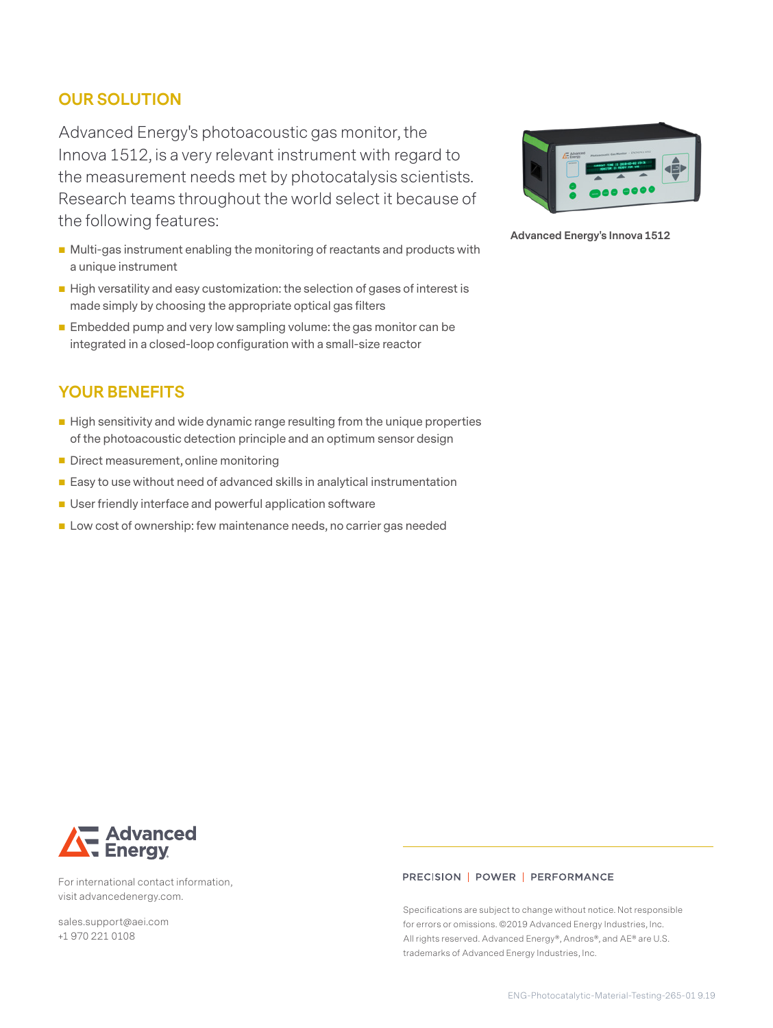## OUR SOLUTION

Advanced Energy's photoacoustic gas monitor, the Innova 1512, is a very relevant instrument with regard to the measurement needs met by photocatalysis scientists. Research teams throughout the world select it because of the following features:

- Multi-gas instrument enabling the monitoring of reactants and products with a unique instrument
- High versatility and easy customization: the selection of gases of interest is made simply by choosing the appropriate optical gas filters
- Embedded pump and very low sampling volume: the gas monitor can be integrated in a closed-loop configuration with a small-size reactor

**Advanced Energy's Innova 1512**

## YOUR BENEFITS

- High sensitivity and wide dynamic range resulting from the unique properties of the photoacoustic detection principle and an optimum sensor design
- Direct measurement, online monitoring
- Easy to use without need of advanced skills in analytical instrumentation
- User friendly interface and powerful application software
- Low cost of ownership: few maintenance needs, no carrier gas needed

Advanced Energy

For international contact information, visit advancedenergy.com.

sales.support@aei.com
+1 970 221 0108

PRECISION | POWER | PERFORMANCE

Specifications are subject to change without notice. Not responsible for errors or omissions. ©2019 Advanced Energy Industries, Inc. All rights reserved. Advanced Energy®, Andros®, and AE® are U.S. trademarks of Advanced Energy Industries, Inc.

ENG-Photocatalytic-Material-Testing-265-01 9.19